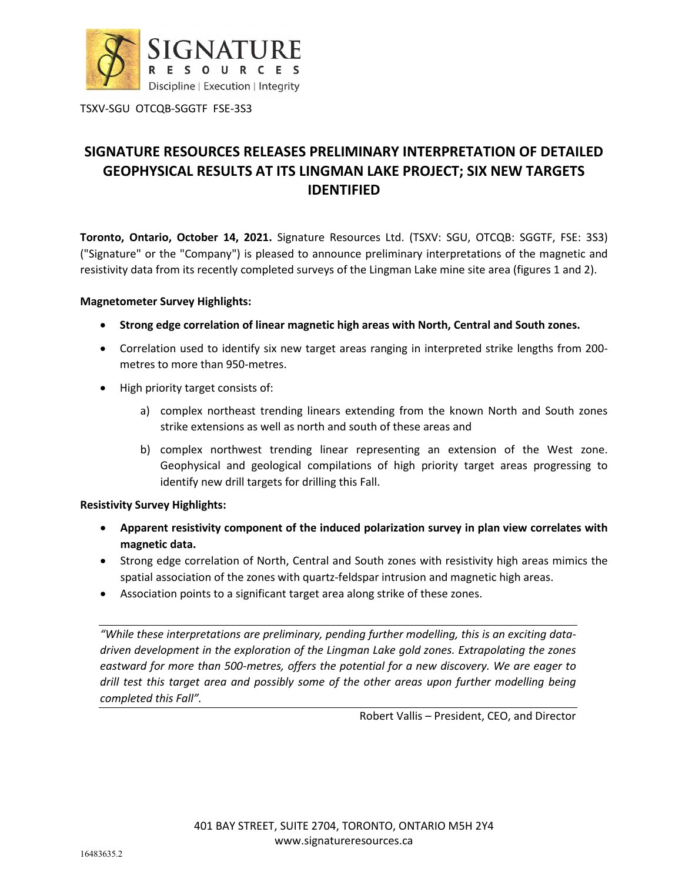SIGNATURE RESOURCES

Discipline | Execution | Integrity

TSXV-SGU OTCQB-SGGTF FSE-3S3

# SIGNATURE RESOURCES RELEASES PRELIMINARY INTERPRETATION OF DETAILED GEOPHYSICAL RESULTS AT ITS LINGMAN LAKE PROJECT; SIX NEW TARGETS IDENTIFIED

**Toronto, Ontario, October 14, 2021.** Signature Resources Ltd. (TSXV: SGU, OTCQB: SGGTF, FSE: 3S3) ("Signature" or the "Company") is pleased to announce preliminary interpretations of the magnetic and resistivity data from its recently completed surveys of the Lingman Lake mine site area (figures 1 and 2).

**Magnetometer Survey Highlights:**

- **Strong edge correlation of linear magnetic high areas with North, Central and South zones.**
- Correlation used to identify six new target areas ranging in interpreted strike lengths from 200-metres to more than 950-metres.
- High priority target consists of:
  a) complex northeast trending linears extending from the known North and South zones strike extensions as well as north and south of these areas and
  b) complex northwest trending linear representing an extension of the West zone. Geophysical and geological compilations of high priority target areas progressing to identify new drill targets for drilling this Fall.

**Resistivity Survey Highlights:**

- **Apparent resistivity component of the induced polarization survey in plan view correlates with magnetic data.**
- Strong edge correlation of North, Central and South zones with resistivity high areas mimics the spatial association of the zones with quartz-feldspar intrusion and magnetic high areas.
- Association points to a significant target area along strike of these zones.

*"While these interpretations are preliminary, pending further modelling, this is an exciting data-driven development in the exploration of the Lingman Lake gold zones. Extrapolating the zones eastward for more than 500-metres, offers the potential for a new discovery. We are eager to drill test this target area and possibly some of the other areas upon further modelling being completed this Fall".*

Robert Vallis – President, CEO, and Director

401 BAY STREET, SUITE 2704, TORONTO, ONTARIO M5H 2Y4
www.signatureresources.ca

16483635.2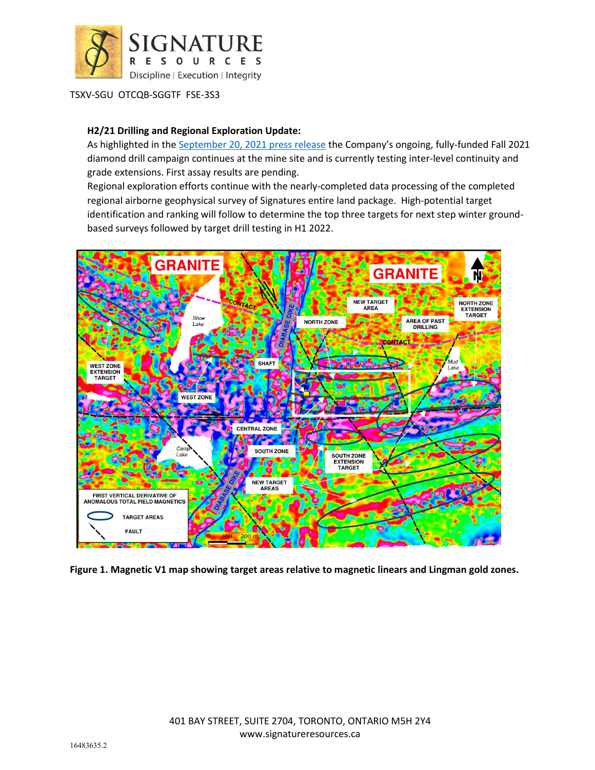TSXV-SGU OTCQB-SGGTF FSE-3S3

**H2/21 Drilling and Regional Exploration Update:**

As highlighted in the September 20, 2021 press release the Company's ongoing, fully-funded Fall 2021 diamond drill campaign continues at the mine site and is currently testing inter-level continuity and grade extensions. First assay results are pending.

Regional exploration efforts continue with the nearly-completed data processing of the completed regional airborne geophysical survey of Signatures entire land package. High-potential target identification and ranking will follow to determine the top three targets for next step winter ground-based surveys followed by target drill testing in H1 2022.

**Figure 1. Magnetic V1 map showing target areas relative to magnetic linears and Lingman gold zones.**

401 BAY STREET, SUITE 2704, TORONTO, ONTARIO M5H 2Y4
www.signatureresources.ca

16483635.2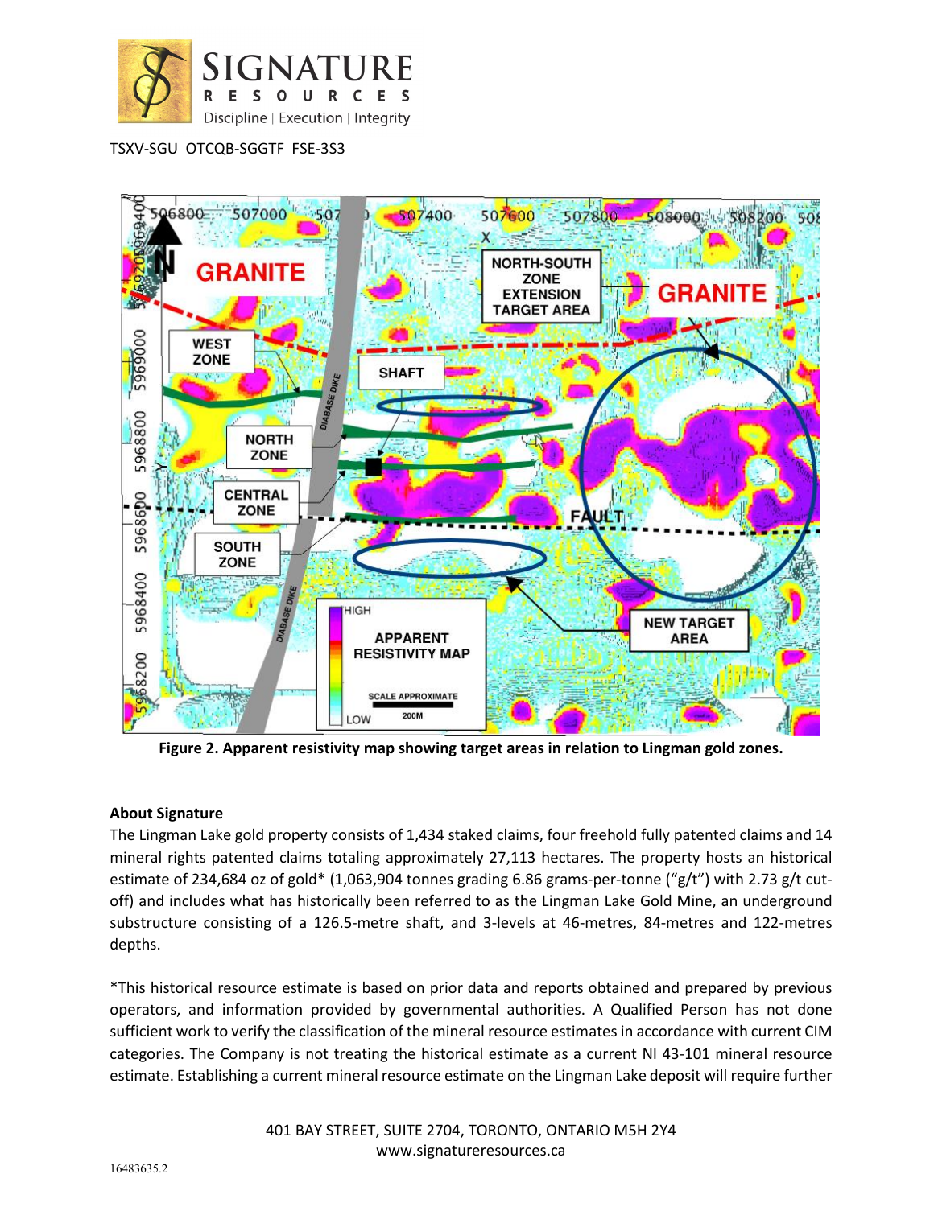TSXV-SGU OTCQB-SGGTF FSE-3S3

**Figure 2. Apparent resistivity map showing target areas in relation to Lingman gold zones.**

**About Signature**

The Lingman Lake gold property consists of 1,434 staked claims, four freehold fully patented claims and 14 mineral rights patented claims totaling approximately 27,113 hectares. The property hosts an historical estimate of 234,684 oz of gold* (1,063,904 tonnes grading 6.86 grams-per-tonne ("g/t") with 2.73 g/t cut-off) and includes what has historically been referred to as the Lingman Lake Gold Mine, an underground substructure consisting of a 126.5-metre shaft, and 3-levels at 46-metres, 84-metres and 122-metres depths.

*This historical resource estimate is based on prior data and reports obtained and prepared by previous operators, and information provided by governmental authorities. A Qualified Person has not done sufficient work to verify the classification of the mineral resource estimates in accordance with current CIM categories. The Company is not treating the historical estimate as a current NI 43-101 mineral resource estimate. Establishing a current mineral resource estimate on the Lingman Lake deposit will require further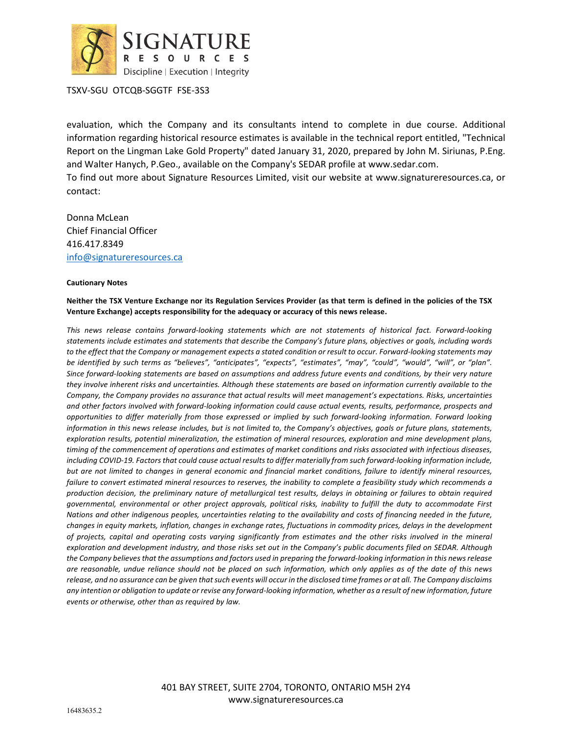evaluation, which the Company and its consultants intend to complete in due course. Additional information regarding historical resource estimates is available in the technical report entitled, "Technical Report on the Lingman Lake Gold Property" dated January 31, 2020, prepared by John M. Siriunas, P.Eng. and Walter Hanych, P.Geo., available on the Company's SEDAR profile at www.sedar.com.

To find out more about Signature Resources Limited, visit our website at www.signatureresources.ca, or contact:

Donna McLean
Chief Financial Officer
416.417.8349
info@signatureresources.ca

**Cautionary Notes**

**Neither the TSX Venture Exchange nor its Regulation Services Provider (as that term is defined in the policies of the TSX Venture Exchange) accepts responsibility for the adequacy or accuracy of this news release.**

*This news release contains forward-looking statements which are not statements of historical fact. Forward-looking statements include estimates and statements that describe the Company's future plans, objectives or goals, including words to the effect that the Company or management expects a stated condition or result to occur. Forward-looking statements may be identified by such terms as "believes", "anticipates", "expects", "estimates", "may", "could", "would", "will", or "plan". Since forward-looking statements are based on assumptions and address future events and conditions, by their very nature they involve inherent risks and uncertainties. Although these statements are based on information currently available to the Company, the Company provides no assurance that actual results will meet management's expectations. Risks, uncertainties and other factors involved with forward-looking information could cause actual events, results, performance, prospects and opportunities to differ materially from those expressed or implied by such forward-looking information. Forward looking information in this news release includes, but is not limited to, the Company's objectives, goals or future plans, statements, exploration results, potential mineralization, the estimation of mineral resources, exploration and mine development plans, timing of the commencement of operations and estimates of market conditions and risks associated with infectious diseases, including COVID-19. Factors that could cause actual results to differ materially from such forward-looking information include, but are not limited to changes in general economic and financial market conditions, failure to identify mineral resources, failure to convert estimated mineral resources to reserves, the inability to complete a feasibility study which recommends a production decision, the preliminary nature of metallurgical test results, delays in obtaining or failures to obtain required governmental, environmental or other project approvals, political risks, inability to fulfill the duty to accommodate First Nations and other indigenous peoples, uncertainties relating to the availability and costs of financing needed in the future, changes in equity markets, inflation, changes in exchange rates, fluctuations in commodity prices, delays in the development of projects, capital and operating costs varying significantly from estimates and the other risks involved in the mineral exploration and development industry, and those risks set out in the Company's public documents filed on SEDAR. Although the Company believes that the assumptions and factors used in preparing the forward-looking information in this news release are reasonable, undue reliance should not be placed on such information, which only applies as of the date of this news release, and no assurance can be given that such events will occur in the disclosed time frames or at all. The Company disclaims any intention or obligation to update or revise any forward-looking information, whether as a result of new information, future events or otherwise, other than as required by law.*